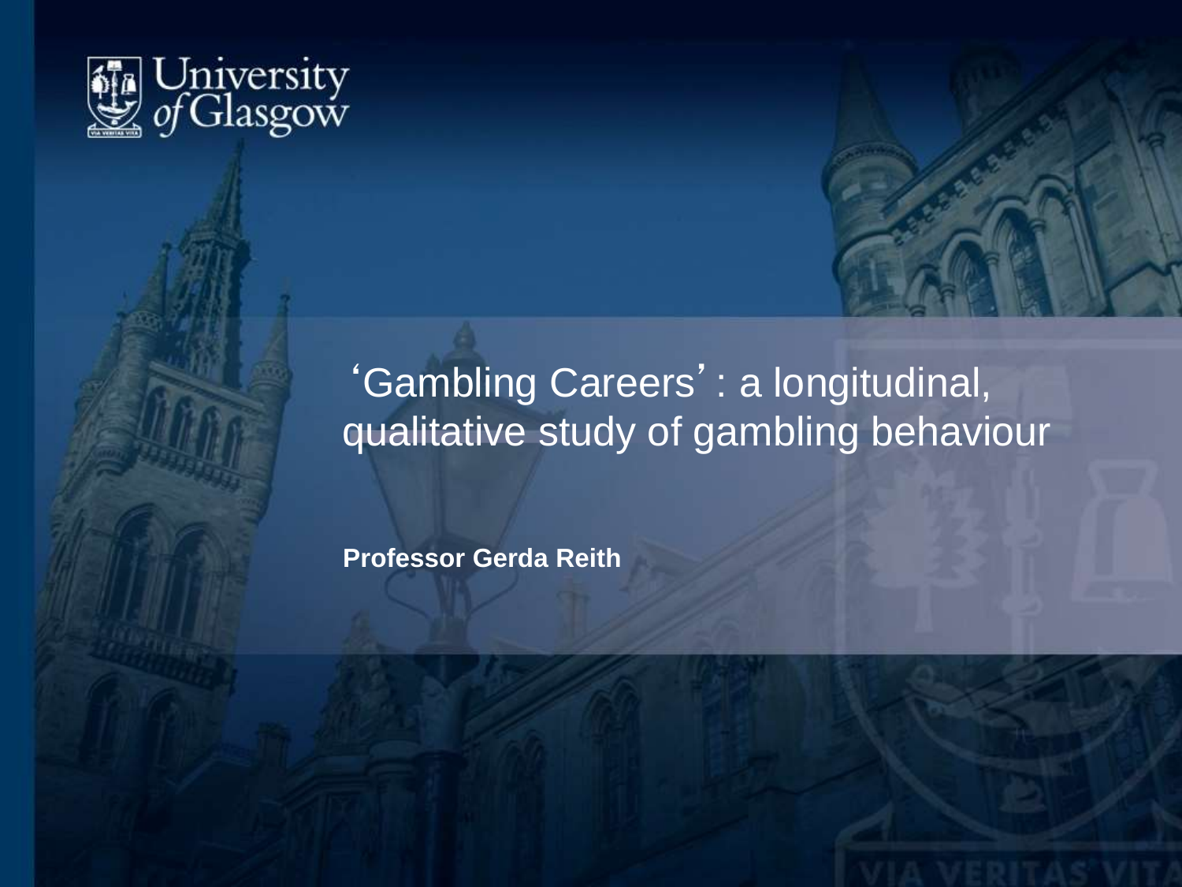University of Glasgow

# ‘Gambling Careers’: a longitudinal, qualitative study of gambling behaviour

**Professor Gerda Reith**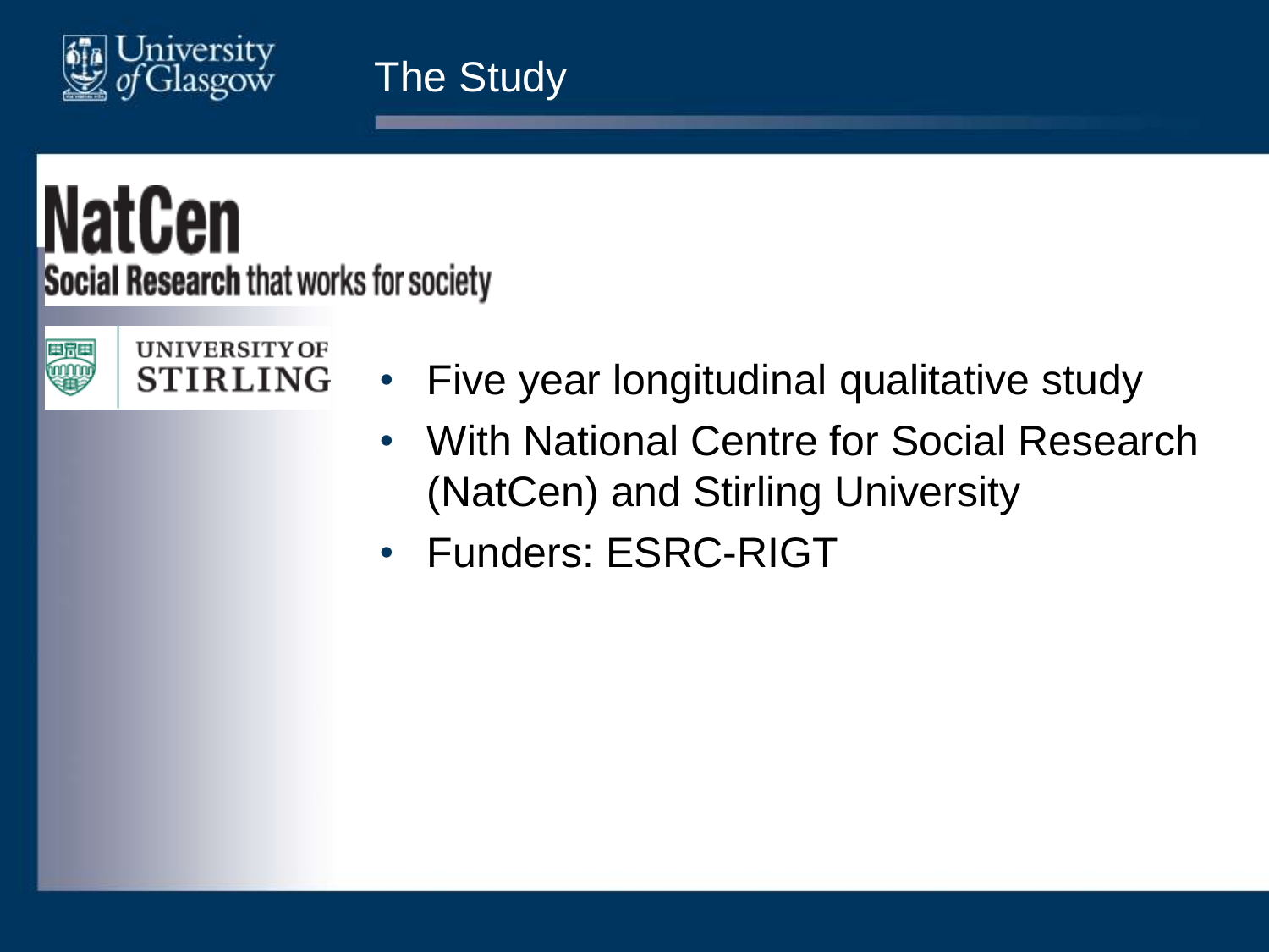# The Study

NatCen

Social Research that works for society

UNIVERSITY OF STIRLING

- Five year longitudinal qualitative study
- With National Centre for Social Research (NatCen) and Stirling University
- Funders: ESRC-RIGT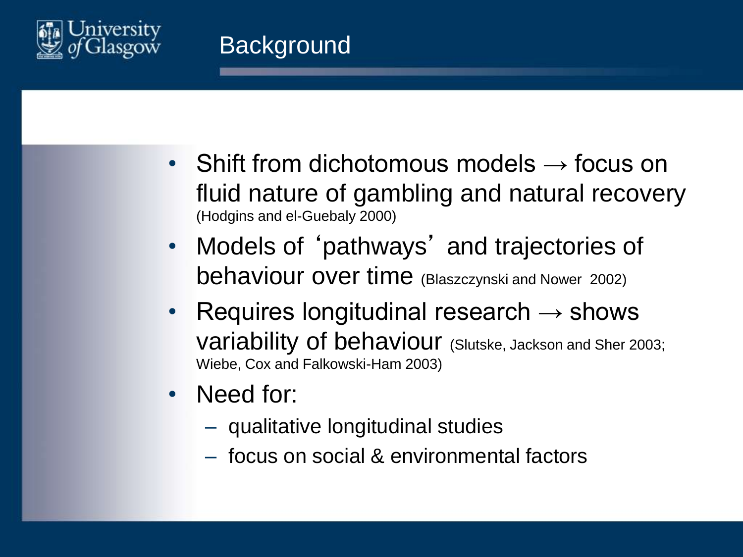# Background

- Shift from dichotomous models → focus on fluid nature of gambling and natural recovery (Hodgins and el-Guebaly 2000)
- Models of 'pathways' and trajectories of behaviour over time (Blaszczynski and Nower 2002)
- Requires longitudinal research → shows variability of behaviour (Slutske, Jackson and Sher 2003; Wiebe, Cox and Falkowski-Ham 2003)
- Need for:
  - qualitative longitudinal studies
  - focus on social & environmental factors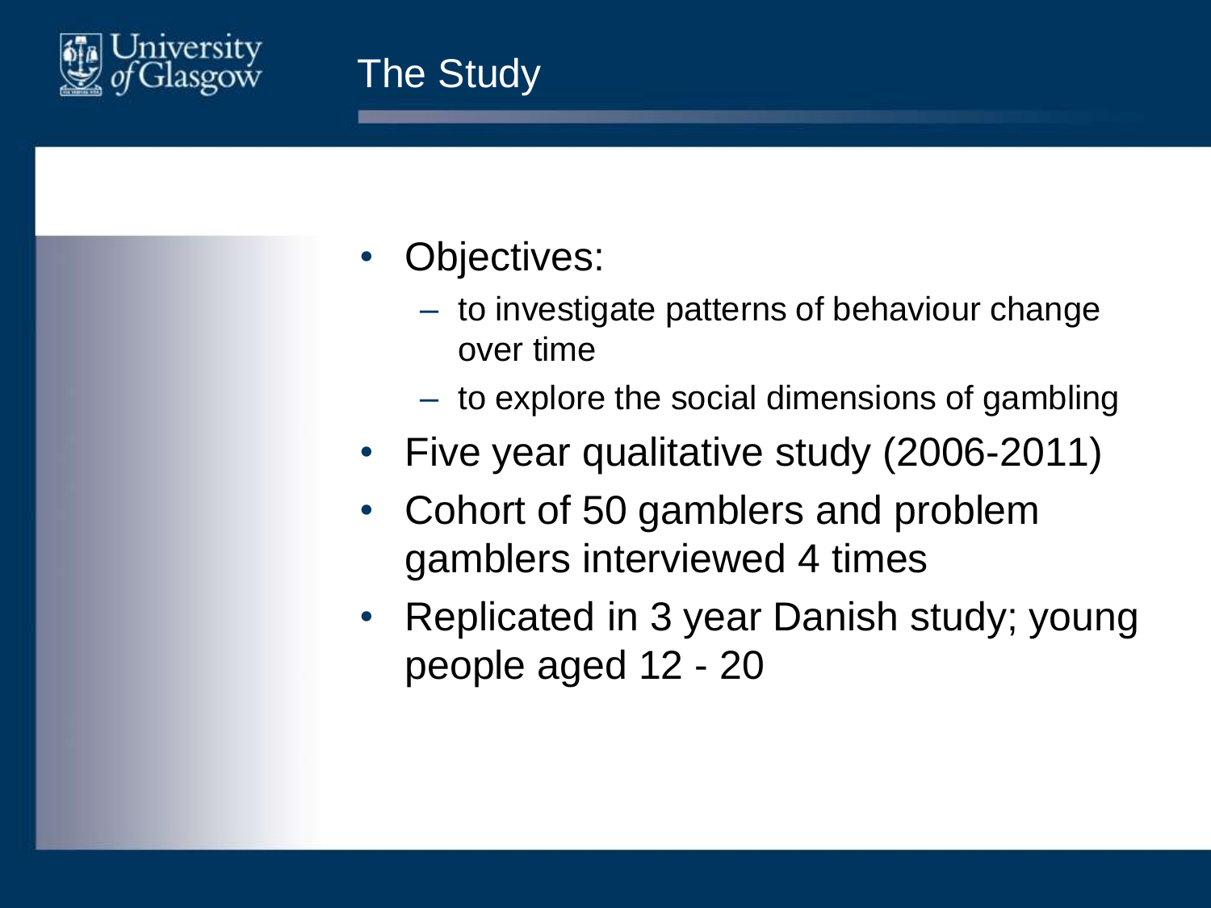# The Study

- Objectives:
  - to investigate patterns of behaviour change over time
  - to explore the social dimensions of gambling
- Five year qualitative study (2006-2011)
- Cohort of 50 gamblers and problem gamblers interviewed 4 times
- Replicated in 3 year Danish study; young people aged 12 - 20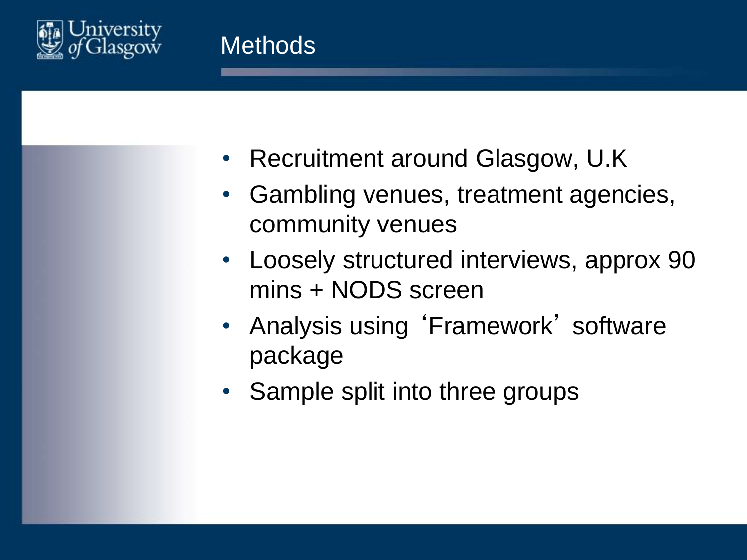# Methods

- Recruitment around Glasgow, U.K
- Gambling venues, treatment agencies, community venues
- Loosely structured interviews, approx 90 mins + NODS screen
- Analysis using 'Framework' software package
- Sample split into three groups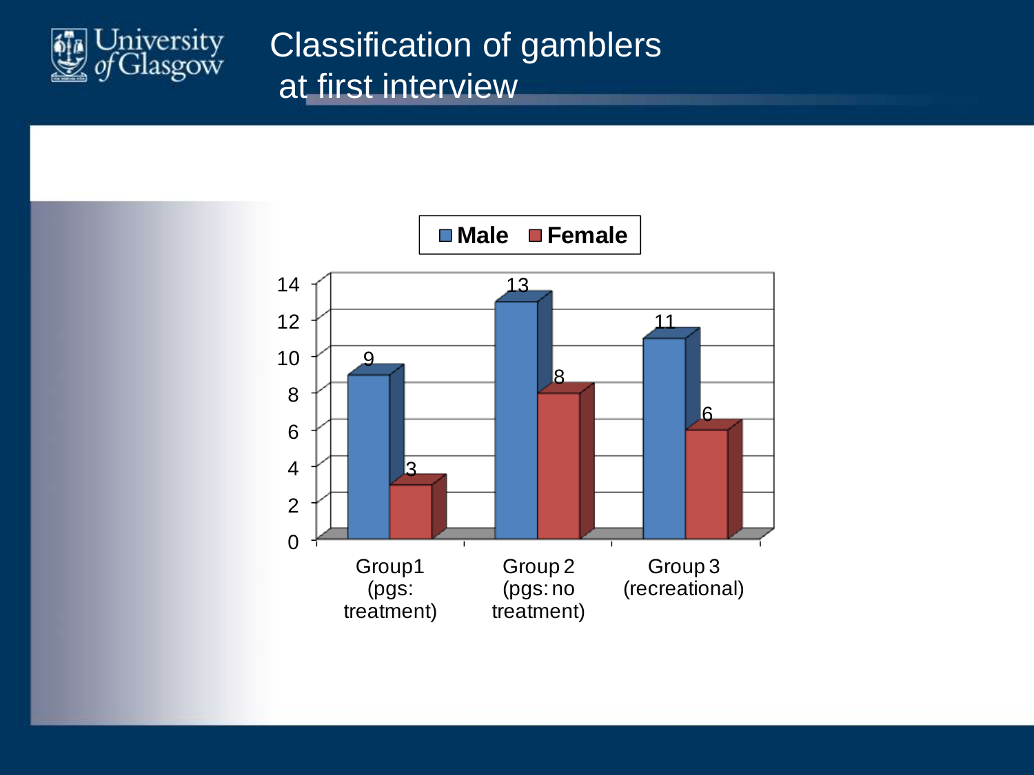# Classification of gamblers at first interview

| | Male | Female |
|---|---|---|
| Group1 (pgs: treatment) | 9 | 3 |
| Group 2 (pgs: no treatment) | 13 | 8 |
| Group 3 (recreational) | 11 | 6 |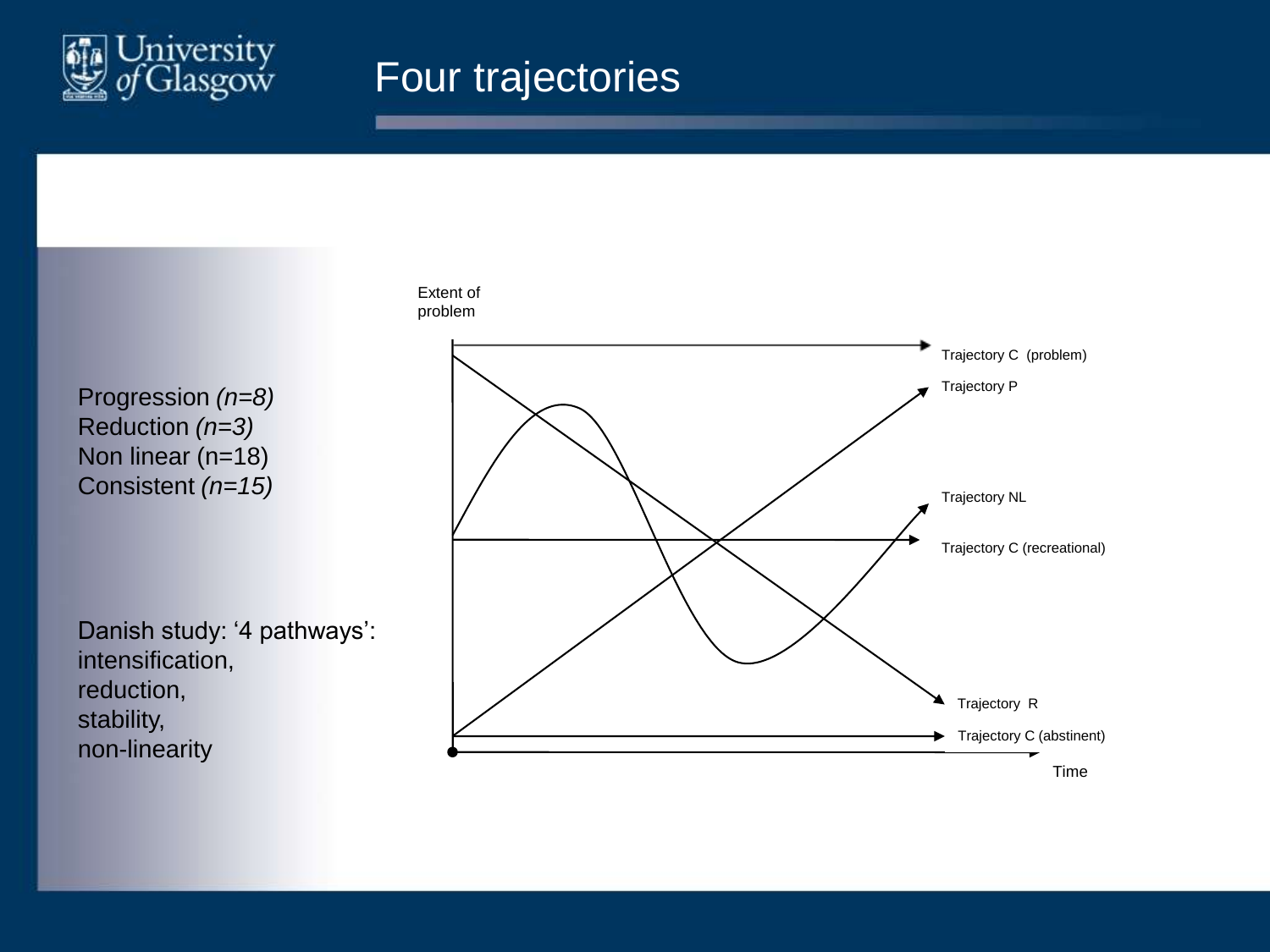# Four trajectories

Progression *(n=8)*
Reduction *(n=3)*
Non linear (n=18)
Consistent *(n=15)*

Danish study: '4 pathways':
intensification,
reduction,
stability,
non-linearity

Extent of problem

Trajectory C (problem)

Trajectory P

Trajectory NL

Trajectory C (recreational)

Trajectory R

Trajectory C (abstinent)

Time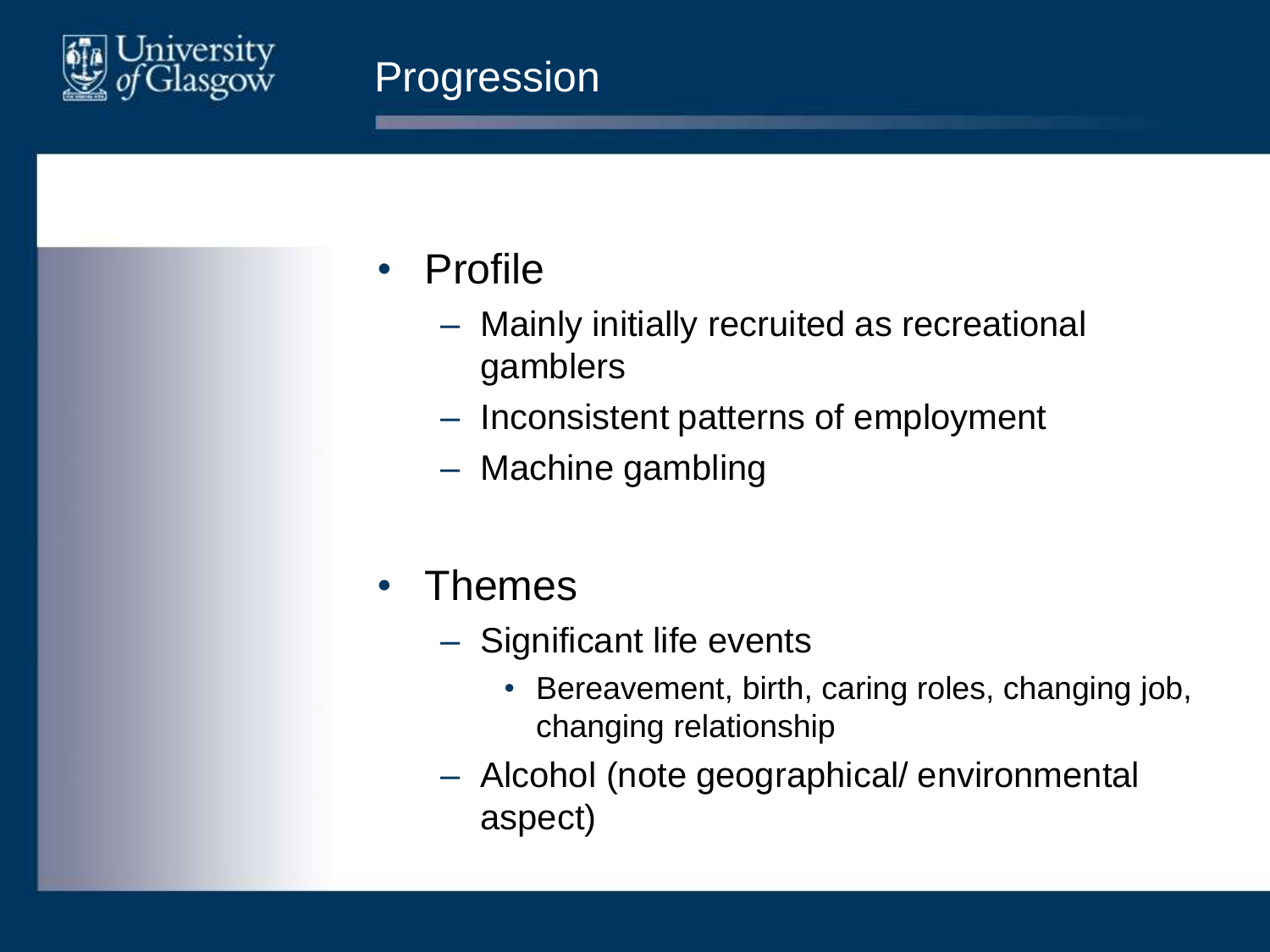# Progression

- Profile
  - Mainly initially recruited as recreational gamblers
  - Inconsistent patterns of employment
  - Machine gambling

- Themes
  - Significant life events
    - Bereavement, birth, caring roles, changing job, changing relationship
  - Alcohol (note geographical/ environmental aspect)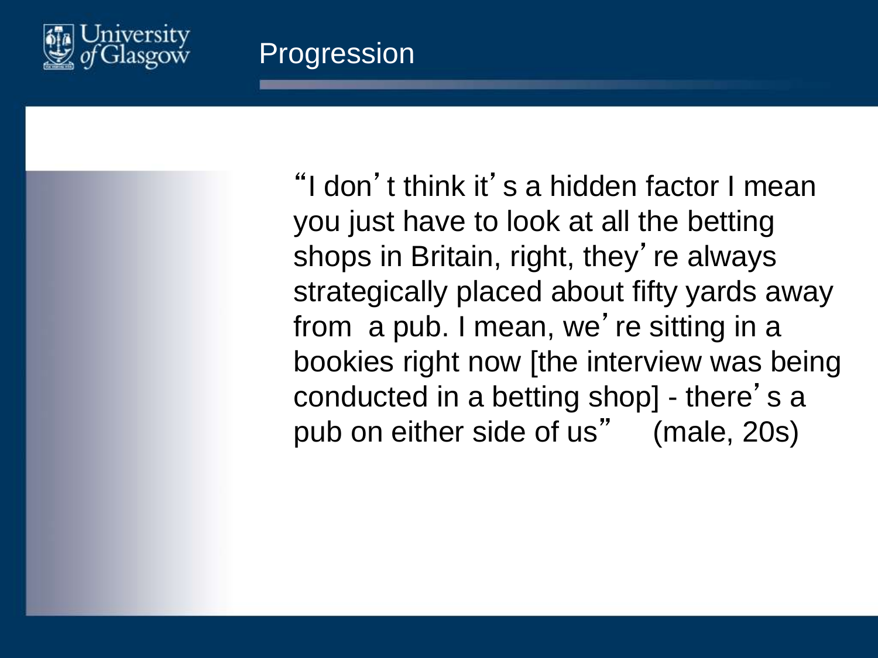## Progression

"I don't think it's a hidden factor I mean you just have to look at all the betting shops in Britain, right, they're always strategically placed about fifty yards away from a pub. I mean, we're sitting in a bookies right now [the interview was being conducted in a betting shop] - there's a pub on either side of us" (male, 20s)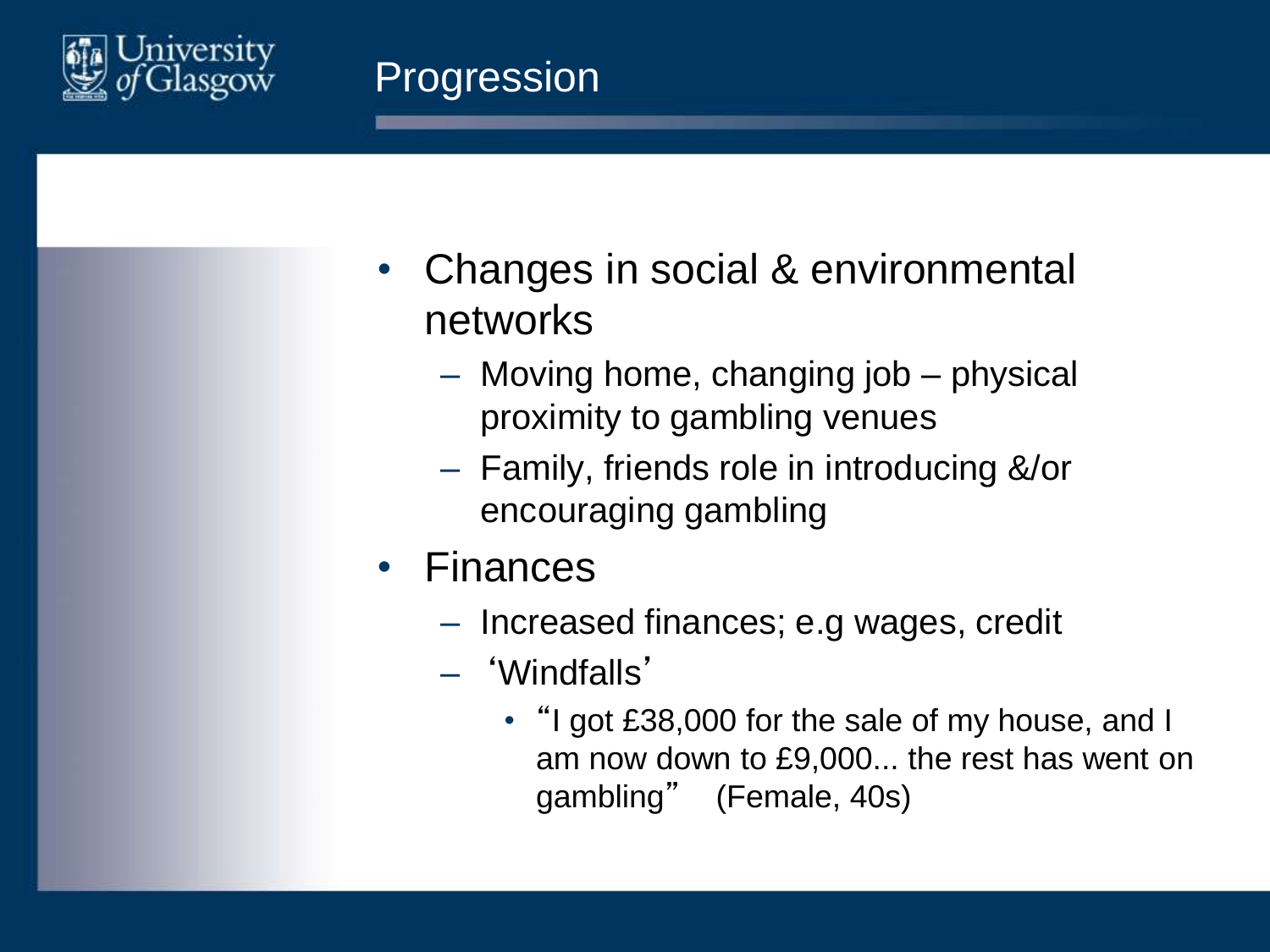# Progression

- Changes in social & environmental networks
  - Moving home, changing job – physical proximity to gambling venues
  - Family, friends role in introducing &/or encouraging gambling
- Finances
  - Increased finances; e.g wages, credit
  - 'Windfalls'
    - "I got £38,000 for the sale of my house, and I am now down to £9,000... the rest has went on gambling" (Female, 40s)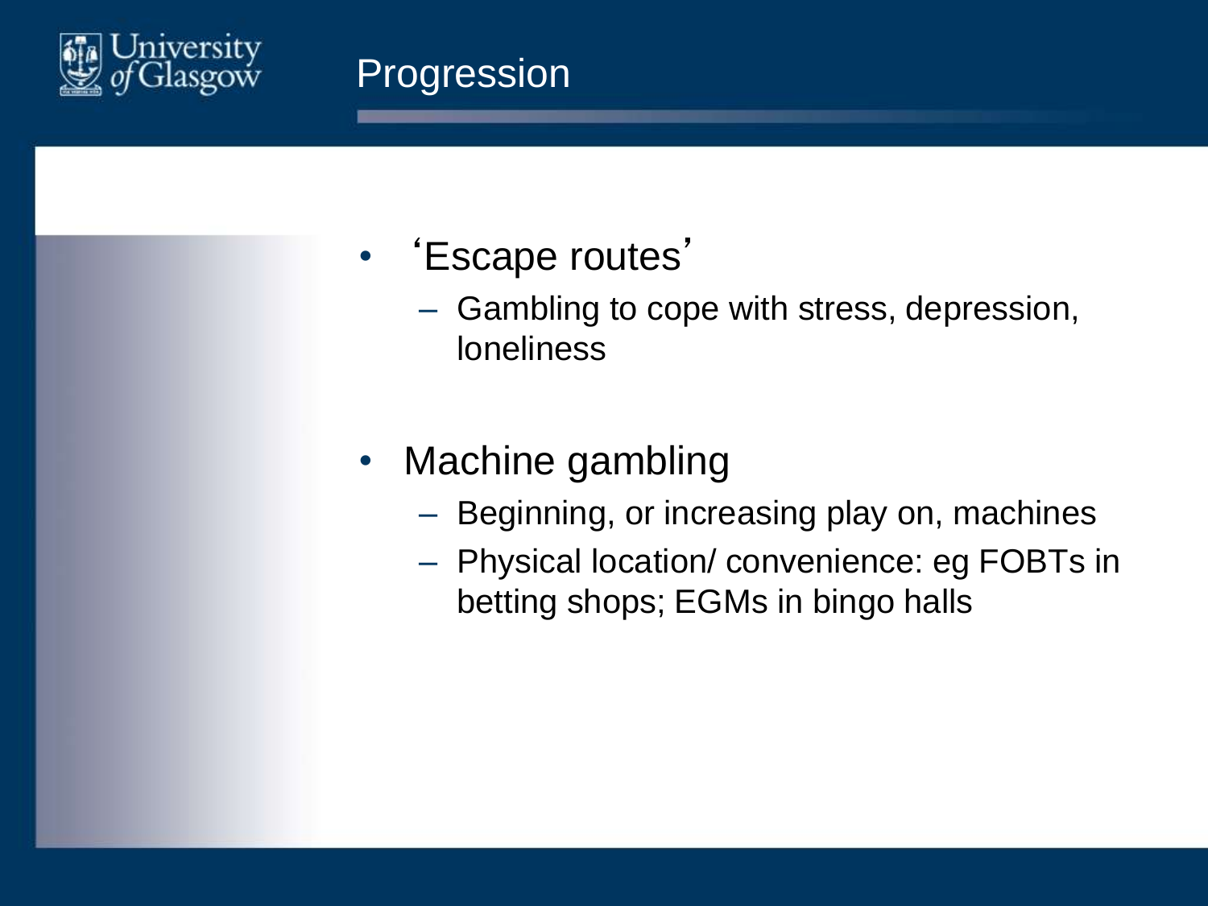# Progression

- ‘Escape routes’
  - Gambling to cope with stress, depression, loneliness
- Machine gambling
  - Beginning, or increasing play on, machines
  - Physical location/ convenience: eg FOBTs in betting shops; EGMs in bingo halls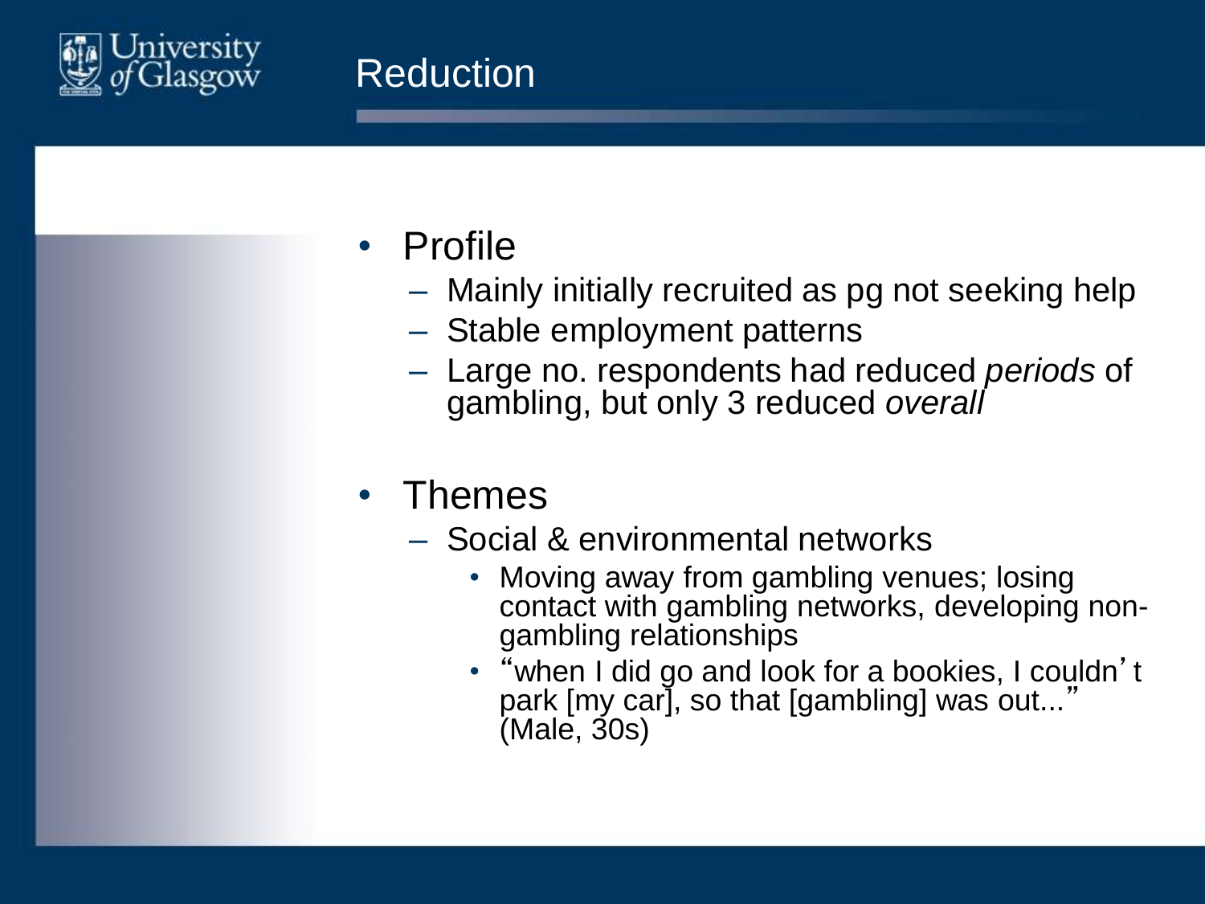# Reduction

- Profile
  - Mainly initially recruited as pg not seeking help
  - Stable employment patterns
  - Large no. respondents had reduced *periods* of gambling, but only 3 reduced *overall*
- Themes
  - Social & environmental networks
    - Moving away from gambling venues; losing contact with gambling networks, developing non-gambling relationships
    - "when I did go and look for a bookies, I couldn't park [my car], so that [gambling] was out..." (Male, 30s)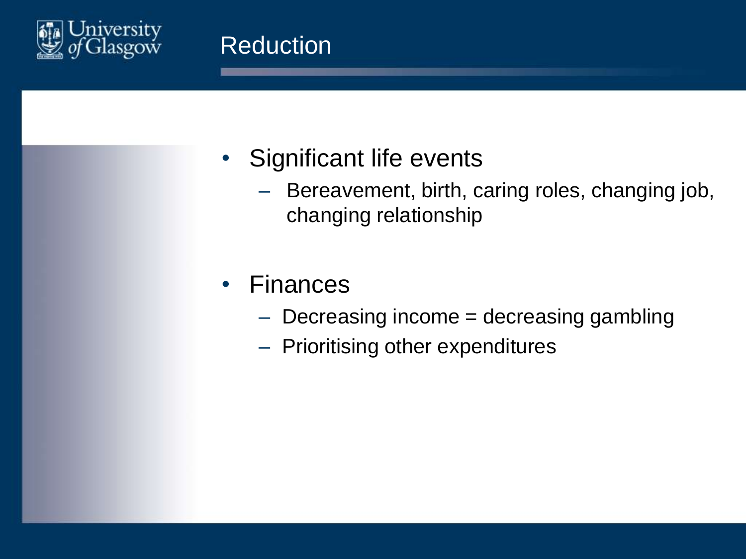# Reduction

- Significant life events
  - Bereavement, birth, caring roles, changing job, changing relationship
- Finances
  - Decreasing income = decreasing gambling
  - Prioritising other expenditures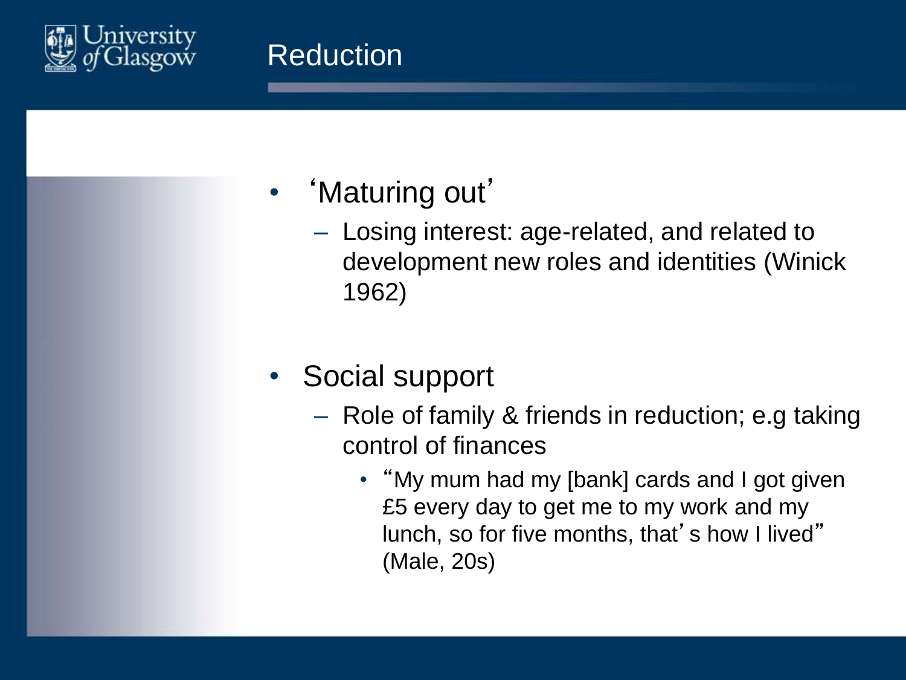# Reduction

- 'Maturing out'
  - Losing interest: age-related, and related to development new roles and identities (Winick 1962)

- Social support
  - Role of family & friends in reduction; e.g taking control of finances
    - "My mum had my [bank] cards and I got given £5 every day to get me to my work and my lunch, so for five months, that's how I lived" (Male, 20s)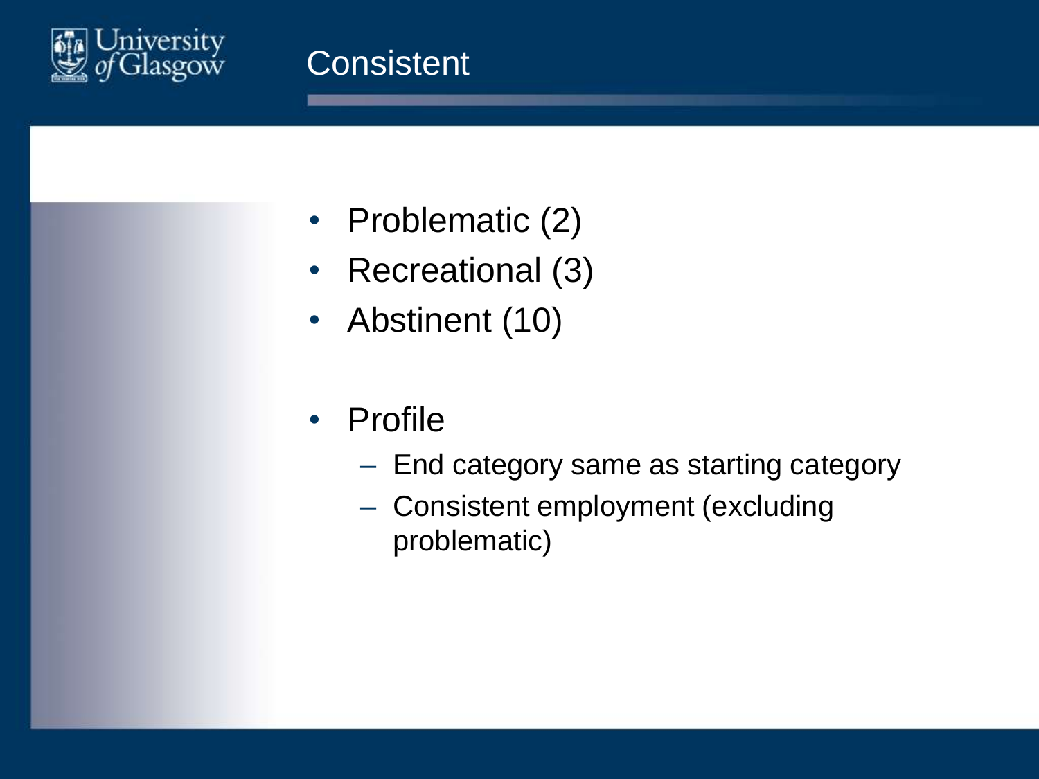# Consistent

- Problematic (2)
- Recreational (3)
- Abstinent (10)

- Profile
  - End category same as starting category
  - Consistent employment (excluding problematic)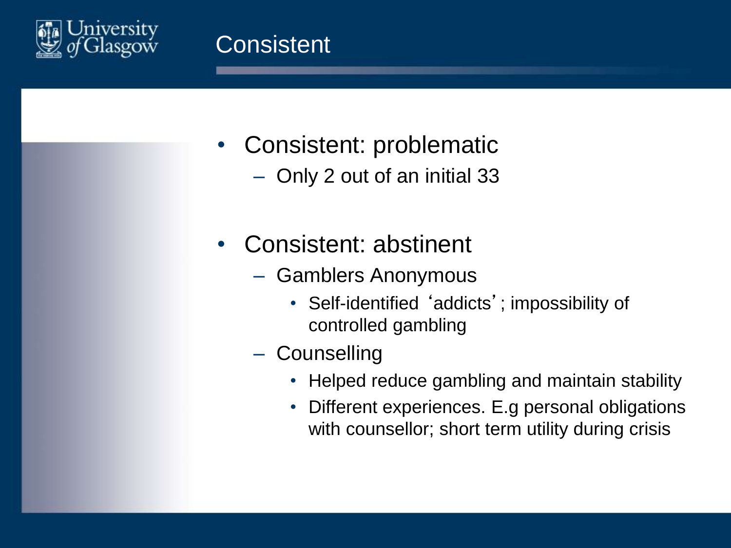# Consistent

- Consistent: problematic
  - Only 2 out of an initial 33
- Consistent: abstinent
  - Gamblers Anonymous
    - Self-identified 'addicts'; impossibility of controlled gambling
  - Counselling
    - Helped reduce gambling and maintain stability
    - Different experiences. E.g personal obligations with counsellor; short term utility during crisis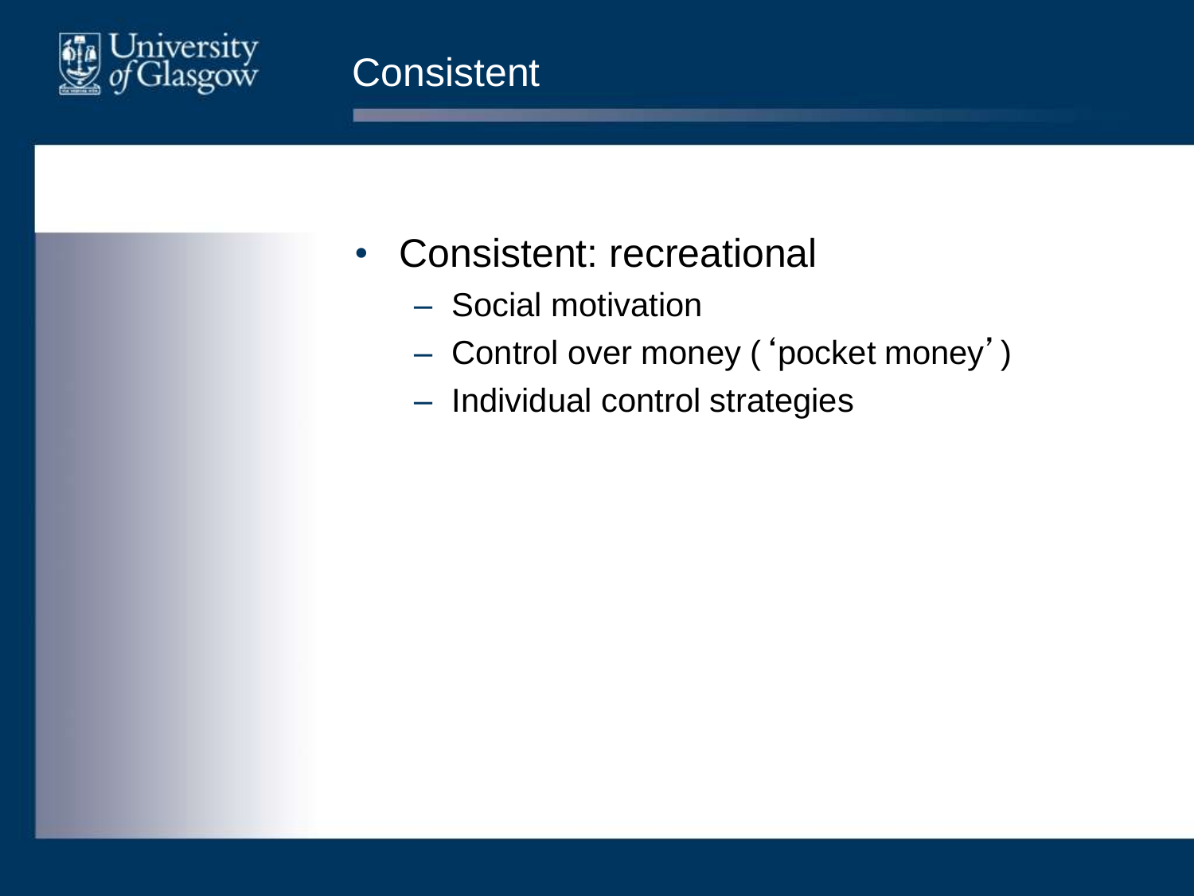# Consistent

- Consistent: recreational
  - Social motivation
  - Control over money ('pocket money')
  - Individual control strategies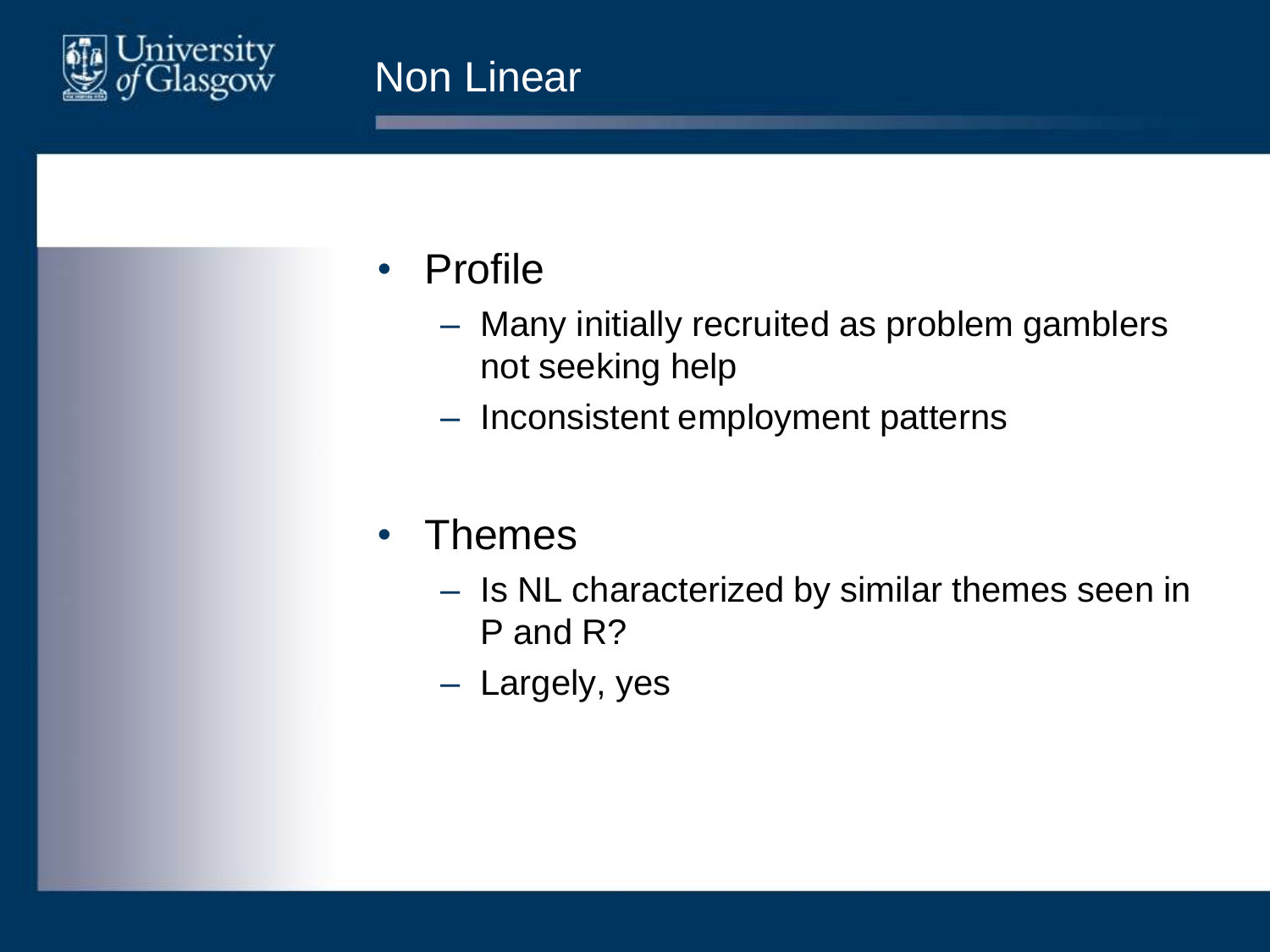# Non Linear

- Profile
  - Many initially recruited as problem gamblers not seeking help
  - Inconsistent employment patterns

- Themes
  - Is NL characterized by similar themes seen in P and R?
  - Largely, yes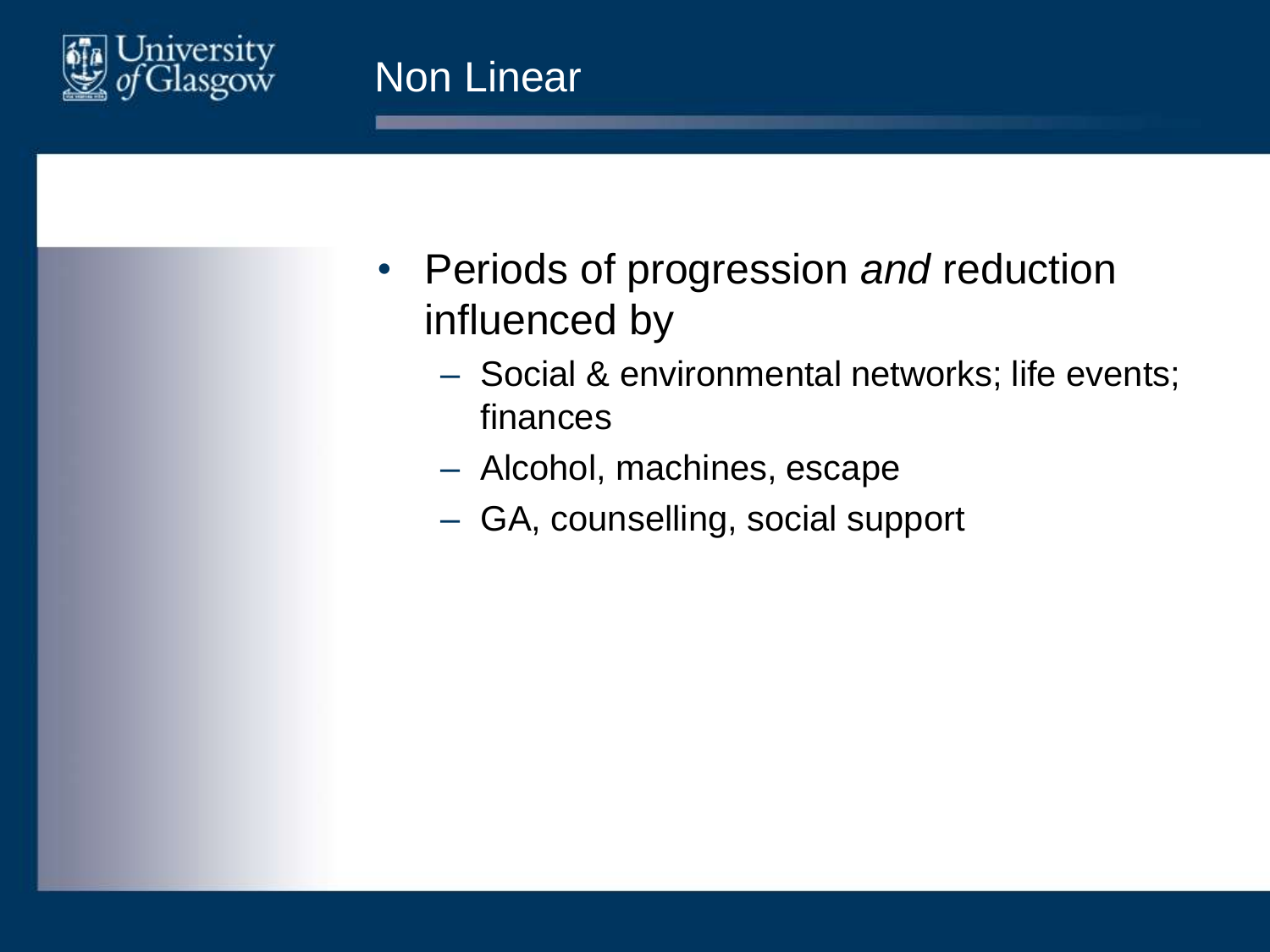# Non Linear

- Periods of progression *and* reduction influenced by
  - Social & environmental networks; life events; finances
  - Alcohol, machines, escape
  - GA, counselling, social support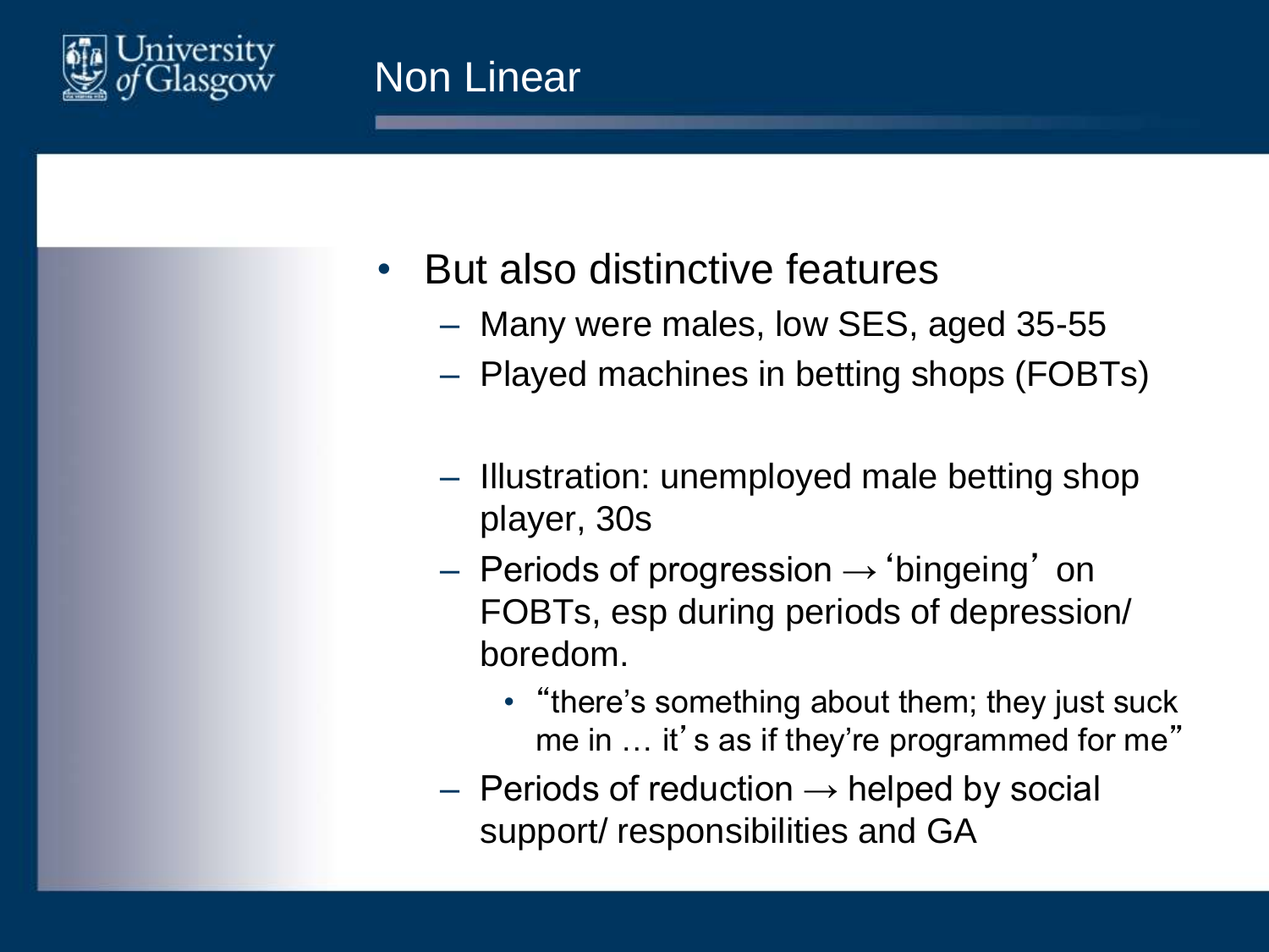# Non Linear

- But also distinctive features
  - Many were males, low SES, aged 35-55
  - Played machines in betting shops (FOBTs)

  - Illustration: unemployed male betting shop player, 30s
  - Periods of progression → 'bingeing' on FOBTs, esp during periods of depression/ boredom.
    - "there's something about them; they just suck me in … it's as if they're programmed for me"
  - Periods of reduction → helped by social support/ responsibilities and GA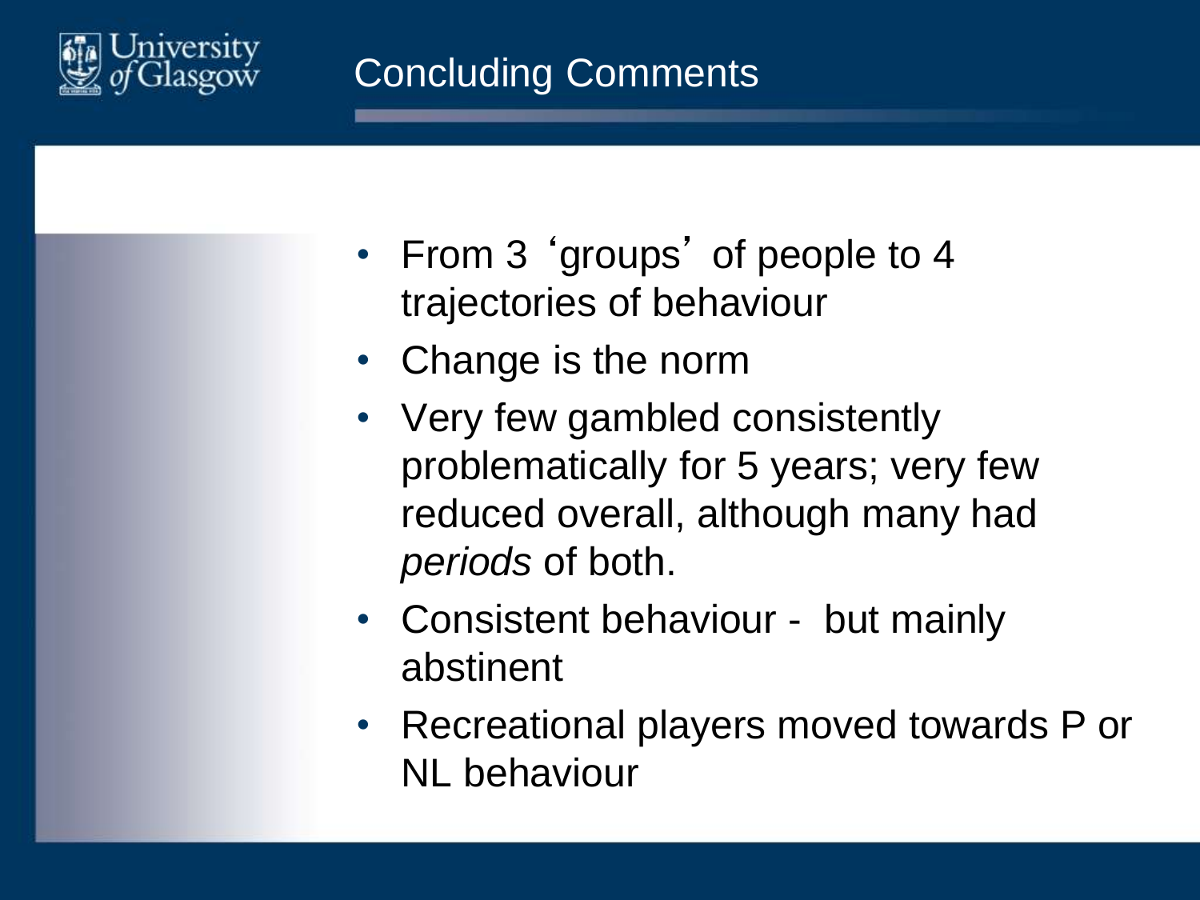# Concluding Comments

- From 3 'groups' of people to 4 trajectories of behaviour
- Change is the norm
- Very few gambled consistently problematically for 5 years; very few reduced overall, although many had *periods* of both.
- Consistent behaviour - but mainly abstinent
- Recreational players moved towards P or NL behaviour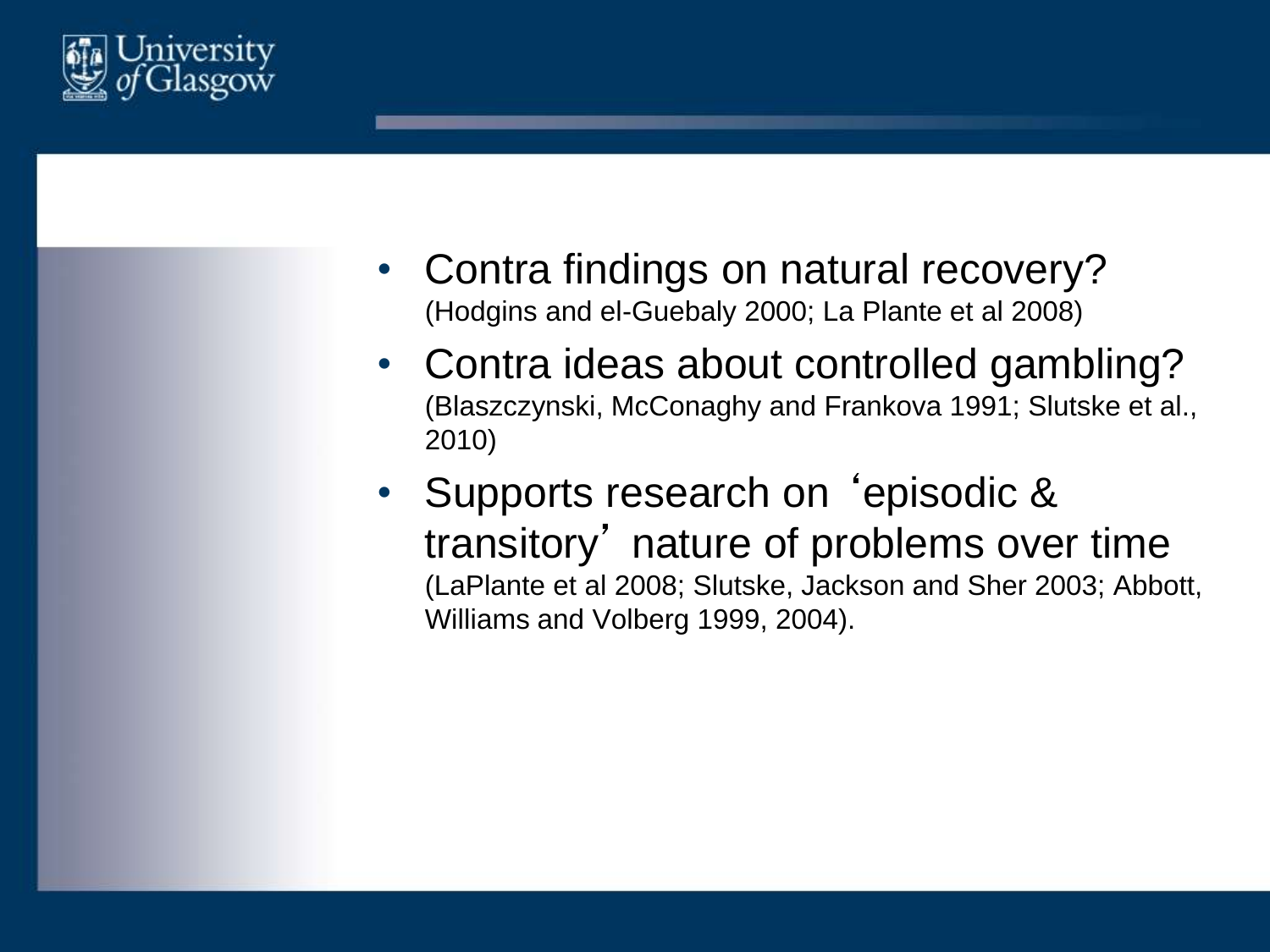- Contra findings on natural recovery? (Hodgins and el-Guebaly 2000; La Plante et al 2008)
- Contra ideas about controlled gambling? (Blaszczynski, McConaghy and Frankova 1991; Slutske et al., 2010)
- Supports research on 'episodic & transitory' nature of problems over time (LaPlante et al 2008; Slutske, Jackson and Sher 2003; Abbott, Williams and Volberg 1999, 2004).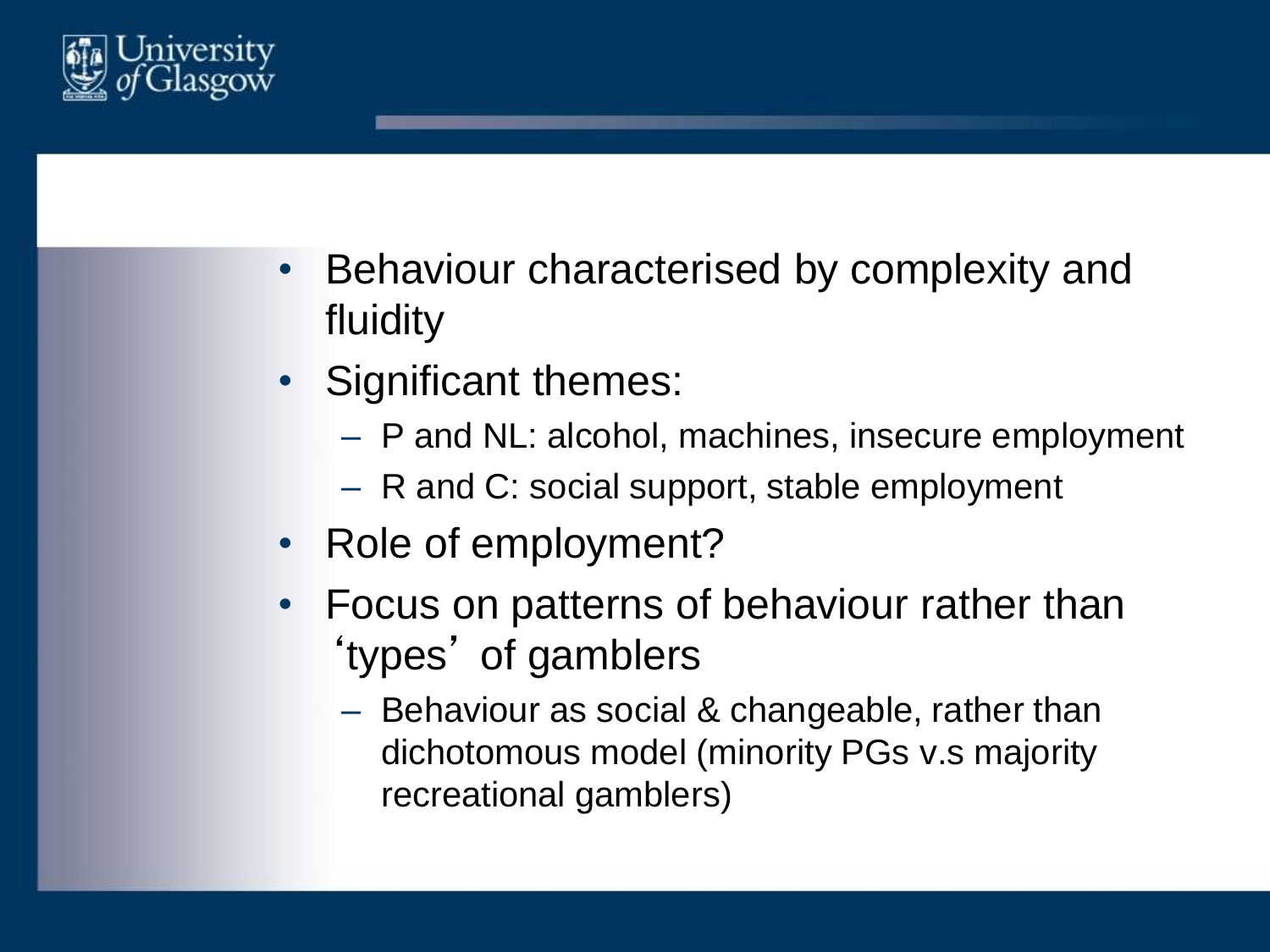- Behaviour characterised by complexity and fluidity
- Significant themes:
  - P and NL: alcohol, machines, insecure employment
  - R and C: social support, stable employment
- Role of employment?
- Focus on patterns of behaviour rather than ‘types’ of gamblers
  - Behaviour as social & changeable, rather than dichotomous model (minority PGs v.s majority recreational gamblers)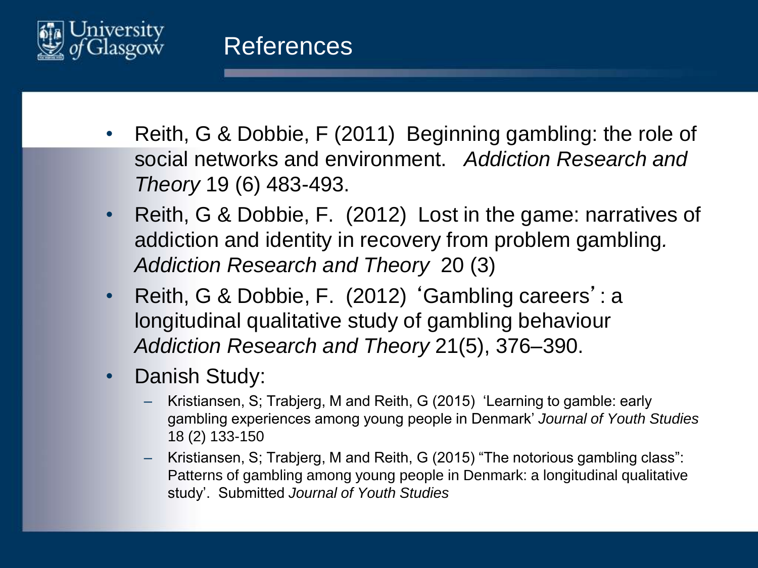# References

- Reith, G & Dobbie, F (2011) Beginning gambling: the role of social networks and environment. *Addiction Research and Theory* 19 (6) 483-493.
- Reith, G & Dobbie, F. (2012) Lost in the game: narratives of addiction and identity in recovery from problem gambling. *Addiction Research and Theory* 20 (3)
- Reith, G & Dobbie, F. (2012) 'Gambling careers': a longitudinal qualitative study of gambling behaviour *Addiction Research and Theory* 21(5), 376–390.
- Danish Study:
  - Kristiansen, S; Trabjerg, M and Reith, G (2015) 'Learning to gamble: early gambling experiences among young people in Denmark' *Journal of Youth Studies* 18 (2) 133-150
  - Kristiansen, S; Trabjerg, M and Reith, G (2015) "The notorious gambling class": Patterns of gambling among young people in Denmark: a longitudinal qualitative study'. Submitted *Journal of Youth Studies*